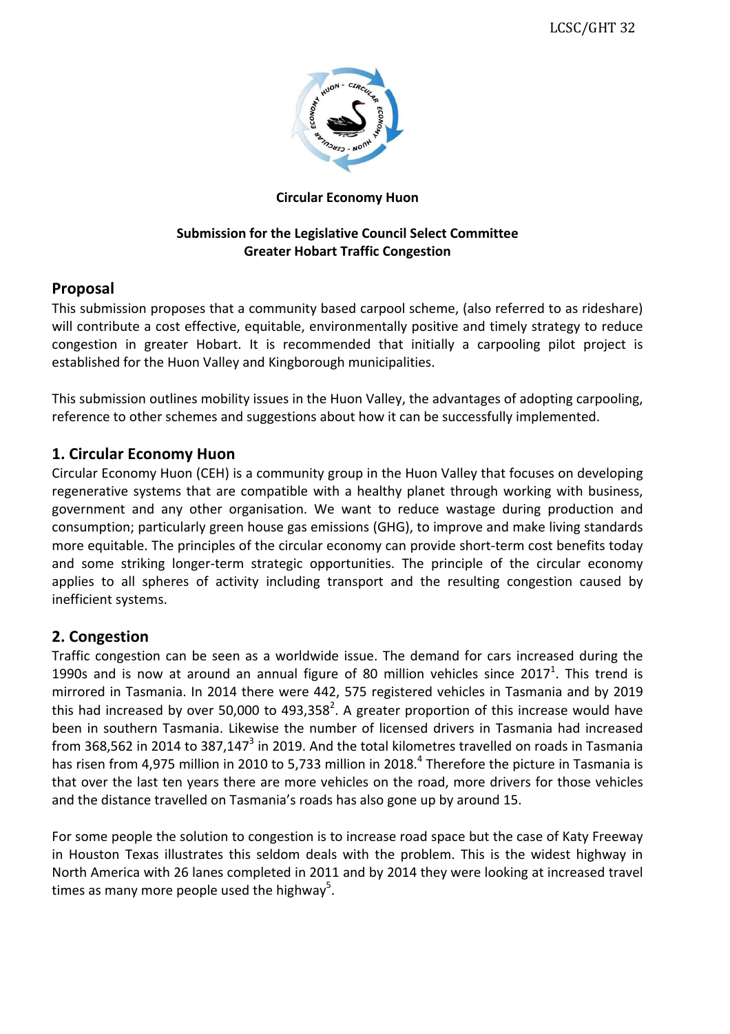**Circular Economy Huon**

**Submission for the Legislative Council Select Committee**
**Greater Hobart Traffic Congestion**

## Proposal

This submission proposes that a community based carpool scheme, (also referred to as rideshare) will contribute a cost effective, equitable, environmentally positive and timely strategy to reduce congestion in greater Hobart. It is recommended that initially a carpooling pilot project is established for the Huon Valley and Kingborough municipalities.

This submission outlines mobility issues in the Huon Valley, the advantages of adopting carpooling, reference to other schemes and suggestions about how it can be successfully implemented.

## 1. Circular Economy Huon

Circular Economy Huon (CEH) is a community group in the Huon Valley that focuses on developing regenerative systems that are compatible with a healthy planet through working with business, government and any other organisation. We want to reduce wastage during production and consumption; particularly green house gas emissions (GHG), to improve and make living standards more equitable. The principles of the circular economy can provide short-term cost benefits today and some striking longer-term strategic opportunities. The principle of the circular economy applies to all spheres of activity including transport and the resulting congestion caused by inefficient systems.

## 2. Congestion

Traffic congestion can be seen as a worldwide issue. The demand for cars increased during the 1990s and is now at around an annual figure of 80 million vehicles since 2017[1]. This trend is mirrored in Tasmania. In 2014 there were 442, 575 registered vehicles in Tasmania and by 2019 this had increased by over 50,000 to 493,358[2]. A greater proportion of this increase would have been in southern Tasmania. Likewise the number of licensed drivers in Tasmania had increased from 368,562 in 2014 to 387,147[3] in 2019. And the total kilometres travelled on roads in Tasmania has risen from 4,975 million in 2010 to 5,733 million in 2018.[4] Therefore the picture in Tasmania is that over the last ten years there are more vehicles on the road, more drivers for those vehicles and the distance travelled on Tasmania's roads has also gone up by around 15.

For some people the solution to congestion is to increase road space but the case of Katy Freeway in Houston Texas illustrates this seldom deals with the problem. This is the widest highway in North America with 26 lanes completed in 2011 and by 2014 they were looking at increased travel times as many more people used the highway[5].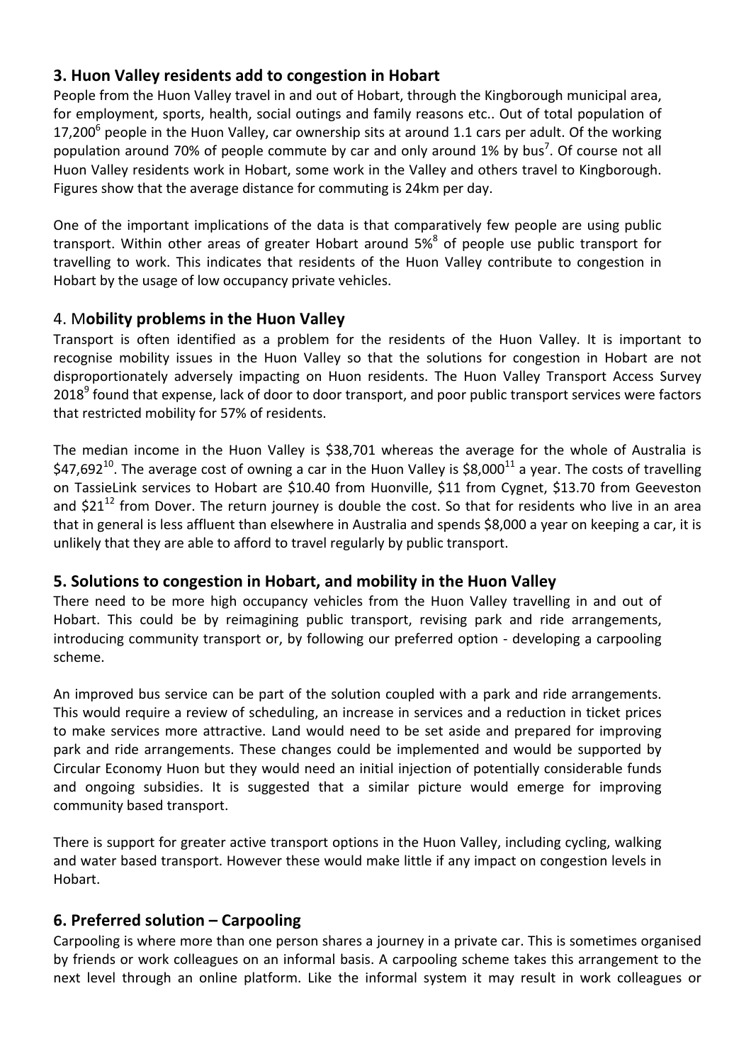## 3. Huon Valley residents add to congestion in Hobart

People from the Huon Valley travel in and out of Hobart, through the Kingborough municipal area, for employment, sports, health, social outings and family reasons etc.. Out of total population of 17,200[6] people in the Huon Valley, car ownership sits at around 1.1 cars per adult. Of the working population around 70% of people commute by car and only around 1% by bus[7]. Of course not all Huon Valley residents work in Hobart, some work in the Valley and others travel to Kingborough. Figures show that the average distance for commuting is 24km per day.

One of the important implications of the data is that comparatively few people are using public transport. Within other areas of greater Hobart around 5%[8] of people use public transport for travelling to work. This indicates that residents of the Huon Valley contribute to congestion in Hobart by the usage of low occupancy private vehicles.

## 4. Mobility problems in the Huon Valley

Transport is often identified as a problem for the residents of the Huon Valley. It is important to recognise mobility issues in the Huon Valley so that the solutions for congestion in Hobart are not disproportionately adversely impacting on Huon residents. The Huon Valley Transport Access Survey 2018[9] found that expense, lack of door to door transport, and poor public transport services were factors that restricted mobility for 57% of residents.

The median income in the Huon Valley is $38,701 whereas the average for the whole of Australia is $47,692[10]. The average cost of owning a car in the Huon Valley is $8,000[11] a year. The costs of travelling on TassieLink services to Hobart are $10.40 from Huonville, $11 from Cygnet, $13.70 from Geeveston and $21[12] from Dover. The return journey is double the cost. So that for residents who live in an area that in general is less affluent than elsewhere in Australia and spends $8,000 a year on keeping a car, it is unlikely that they are able to afford to travel regularly by public transport.

## 5. Solutions to congestion in Hobart, and mobility in the Huon Valley

There need to be more high occupancy vehicles from the Huon Valley travelling in and out of Hobart. This could be by reimagining public transport, revising park and ride arrangements, introducing community transport or, by following our preferred option - developing a carpooling scheme.

An improved bus service can be part of the solution coupled with a park and ride arrangements. This would require a review of scheduling, an increase in services and a reduction in ticket prices to make services more attractive. Land would need to be set aside and prepared for improving park and ride arrangements. These changes could be implemented and would be supported by Circular Economy Huon but they would need an initial injection of potentially considerable funds and ongoing subsidies. It is suggested that a similar picture would emerge for improving community based transport.

There is support for greater active transport options in the Huon Valley, including cycling, walking and water based transport. However these would make little if any impact on congestion levels in Hobart.

## 6. Preferred solution – Carpooling

Carpooling is where more than one person shares a journey in a private car. This is sometimes organised by friends or work colleagues on an informal basis. A carpooling scheme takes this arrangement to the next level through an online platform. Like the informal system it may result in work colleagues or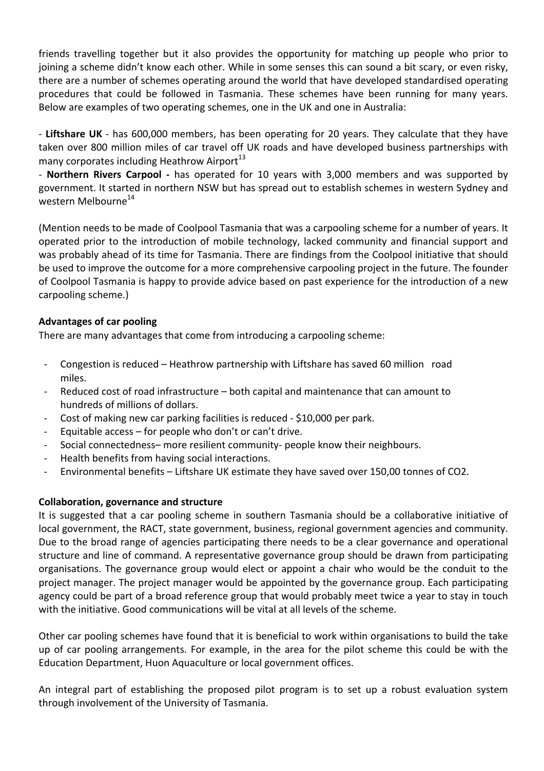friends travelling together but it also provides the opportunity for matching up people who prior to joining a scheme didn't know each other. While in some senses this can sound a bit scary, or even risky, there are a number of schemes operating around the world that have developed standardised operating procedures that could be followed in Tasmania. These schemes have been running for many years. Below are examples of two operating schemes, one in the UK and one in Australia:

- **Liftshare UK** - has 600,000 members, has been operating for 20 years. They calculate that they have taken over 800 million miles of car travel off UK roads and have developed business partnerships with many corporates including Heathrow Airport[13]
- **Northern Rivers Carpool -** has operated for 10 years with 3,000 members and was supported by government. It started in northern NSW but has spread out to establish schemes in western Sydney and western Melbourne[14]

(Mention needs to be made of Coolpool Tasmania that was a carpooling scheme for a number of years. It operated prior to the introduction of mobile technology, lacked community and financial support and was probably ahead of its time for Tasmania. There are findings from the Coolpool initiative that should be used to improve the outcome for a more comprehensive carpooling project in the future. The founder of Coolpool Tasmania is happy to provide advice based on past experience for the introduction of a new carpooling scheme.)

**Advantages of car pooling**

There are many advantages that come from introducing a carpooling scheme:

- Congestion is reduced – Heathrow partnership with Liftshare has saved 60 million road miles.
- Reduced cost of road infrastructure – both capital and maintenance that can amount to hundreds of millions of dollars.
- Cost of making new car parking facilities is reduced - $10,000 per park.
- Equitable access – for people who don't or can't drive.
- Social connectedness– more resilient community- people know their neighbours.
- Health benefits from having social interactions.
- Environmental benefits – Liftshare UK estimate they have saved over 150,00 tonnes of $CO_2$.

**Collaboration, governance and structure**

It is suggested that a car pooling scheme in southern Tasmania should be a collaborative initiative of local government, the RACT, state government, business, regional government agencies and community. Due to the broad range of agencies participating there needs to be a clear governance and operational structure and line of command. A representative governance group should be drawn from participating organisations. The governance group would elect or appoint a chair who would be the conduit to the project manager. The project manager would be appointed by the governance group. Each participating agency could be part of a broad reference group that would probably meet twice a year to stay in touch with the initiative. Good communications will be vital at all levels of the scheme.

Other car pooling schemes have found that it is beneficial to work within organisations to build the take up of car pooling arrangements. For example, in the area for the pilot scheme this could be with the Education Department, Huon Aquaculture or local government offices.

An integral part of establishing the proposed pilot program is to set up a robust evaluation system through involvement of the University of Tasmania.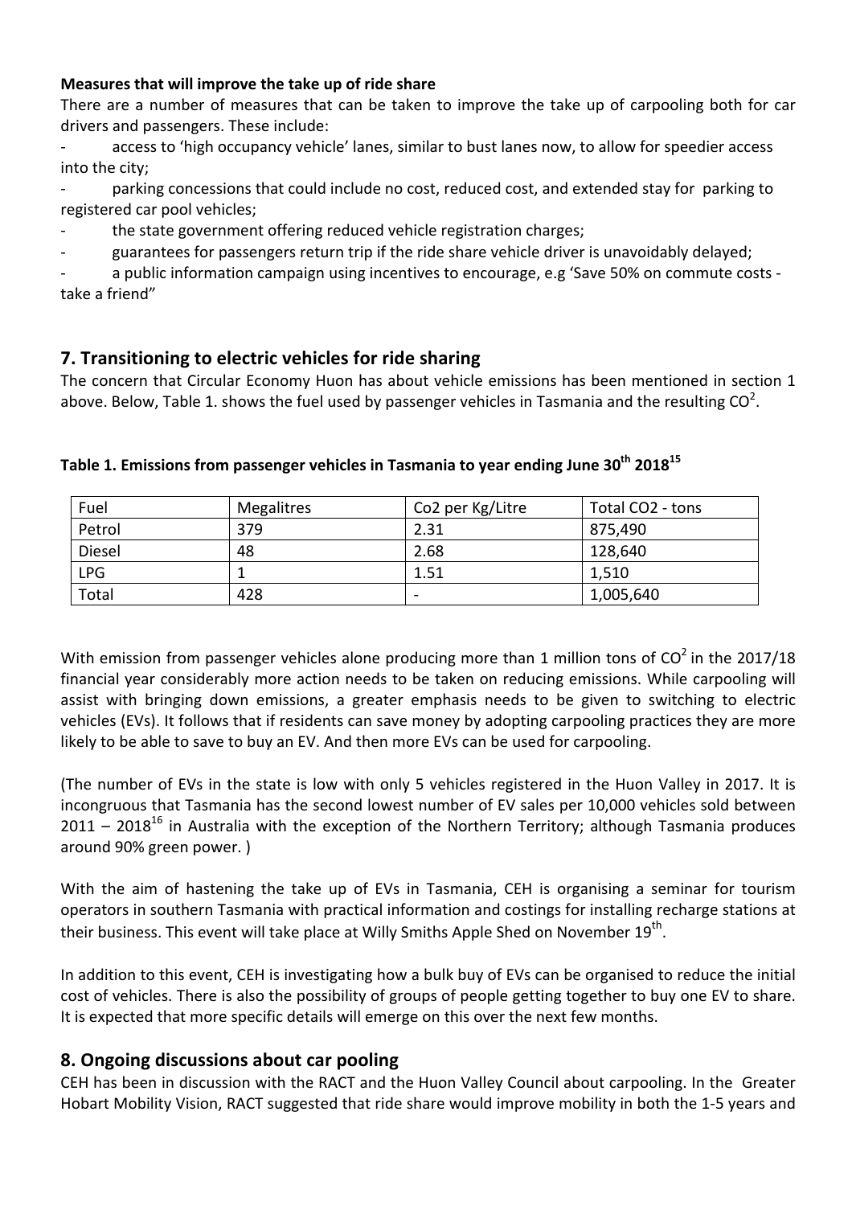**Measures that will improve the take up of ride share**

There are a number of measures that can be taken to improve the take up of carpooling both for car drivers and passengers. These include:

- access to 'high occupancy vehicle' lanes, similar to bust lanes now, to allow for speedier access into the city;
- parking concessions that could include no cost, reduced cost, and extended stay for parking to registered car pool vehicles;
- the state government offering reduced vehicle registration charges;
- guarantees for passengers return trip if the ride share vehicle driver is unavoidably delayed;
- a public information campaign using incentives to encourage, e.g 'Save 50% on commute costs - take a friend"

## 7. Transitioning to electric vehicles for ride sharing

The concern that Circular Economy Huon has about vehicle emissions has been mentioned in section 1 above. Below, Table 1. shows the fuel used by passenger vehicles in Tasmania and the resulting $CO^2$.

**Table 1. Emissions from passenger vehicles in Tasmania to year ending June 30th 2018[15]**

| Fuel | Megalitres | Co2 per Kg/Litre | Total CO2 - tons |
|---|---|---|---|
| Petrol | 379 | 2.31 | 875,490 |
| Diesel | 48 | 2.68 | 128,640 |
| LPG | 1 | 1.51 | 1,510 |
| Total | 428 | - | 1,005,640 |

With emission from passenger vehicles alone producing more than 1 million tons of $CO^2$ in the 2017/18 financial year considerably more action needs to be taken on reducing emissions. While carpooling will assist with bringing down emissions, a greater emphasis needs to be given to switching to electric vehicles (EVs). It follows that if residents can save money by adopting carpooling practices they are more likely to be able to save to buy an EV. And then more EVs can be used for carpooling.

(The number of EVs in the state is low with only 5 vehicles registered in the Huon Valley in 2017. It is incongruous that Tasmania has the second lowest number of EV sales per 10,000 vehicles sold between 2011 – 2018[16] in Australia with the exception of the Northern Territory; although Tasmania produces around 90% green power. )

With the aim of hastening the take up of EVs in Tasmania, CEH is organising a seminar for tourism operators in southern Tasmania with practical information and costings for installing recharge stations at their business. This event will take place at Willy Smiths Apple Shed on November 19th.

In addition to this event, CEH is investigating how a bulk buy of EVs can be organised to reduce the initial cost of vehicles. There is also the possibility of groups of people getting together to buy one EV to share. It is expected that more specific details will emerge on this over the next few months.

## 8. Ongoing discussions about car pooling

CEH has been in discussion with the RACT and the Huon Valley Council about carpooling. In the Greater Hobart Mobility Vision, RACT suggested that ride share would improve mobility in both the 1-5 years and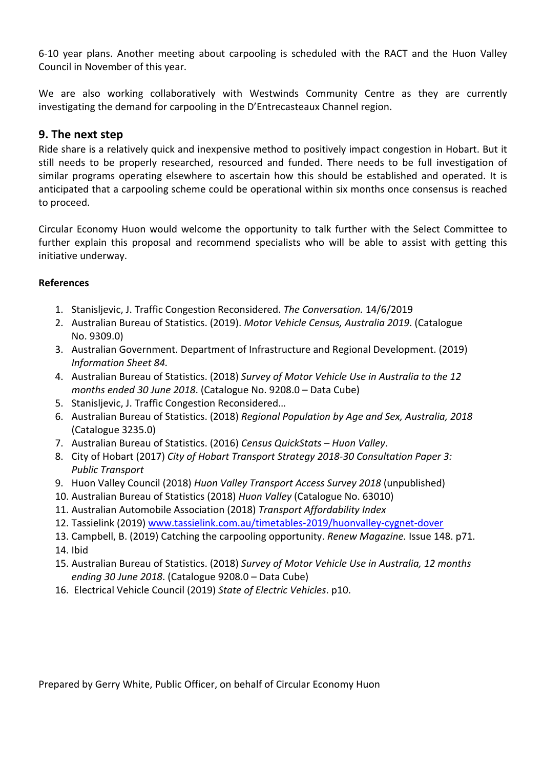6-10 year plans. Another meeting about carpooling is scheduled with the RACT and the Huon Valley Council in November of this year.

We are also working collaboratively with Westwinds Community Centre as they are currently investigating the demand for carpooling in the D'Entrecasteaux Channel region.

## 9. The next step

Ride share is a relatively quick and inexpensive method to positively impact congestion in Hobart. But it still needs to be properly researched, resourced and funded. There needs to be full investigation of similar programs operating elsewhere to ascertain how this should be established and operated. It is anticipated that a carpooling scheme could be operational within six months once consensus is reached to proceed.

Circular Economy Huon would welcome the opportunity to talk further with the Select Committee to further explain this proposal and recommend specialists who will be able to assist with getting this initiative underway.

**References**

1. Stanisljevic, J. Traffic Congestion Reconsidered. *The Conversation.* 14/6/2019
2. Australian Bureau of Statistics. (2019). *Motor Vehicle Census, Australia 2019*. (Catalogue No. 9309.0)
3. Australian Government. Department of Infrastructure and Regional Development. (2019) *Information Sheet 84.*
4. Australian Bureau of Statistics. (2018) *Survey of Motor Vehicle Use in Australia to the 12 months ended 30 June 2018*. (Catalogue No. 9208.0 – Data Cube)
5. Stanisljevic, J. Traffic Congestion Reconsidered…
6. Australian Bureau of Statistics. (2018) *Regional Population by Age and Sex, Australia, 2018* (Catalogue 3235.0)
7. Australian Bureau of Statistics. (2016) *Census QuickStats – Huon Valley*.
8. City of Hobart (2017) *City of Hobart Transport Strategy 2018-30 Consultation Paper 3: Public Transport*
9. Huon Valley Council (2018) *Huon Valley Transport Access Survey 2018* (unpublished)
10. Australian Bureau of Statistics (2018) *Huon Valley* (Catalogue No. 63010)
11. Australian Automobile Association (2018) *Transport Affordability Index*
12. Tassielink (2019) www.tassielink.com.au/timetables-2019/huonvalley-cygnet-dover
13. Campbell, B. (2019) Catching the carpooling opportunity. *Renew Magazine.* Issue 148. p71.
14. Ibid
15. Australian Bureau of Statistics. (2018) *Survey of Motor Vehicle Use in Australia, 12 months ending 30 June 2018.* (Catalogue 9208.0 – Data Cube)
16. Electrical Vehicle Council (2019) *State of Electric Vehicles*. p10.

Prepared by Gerry White, Public Officer, on behalf of Circular Economy Huon